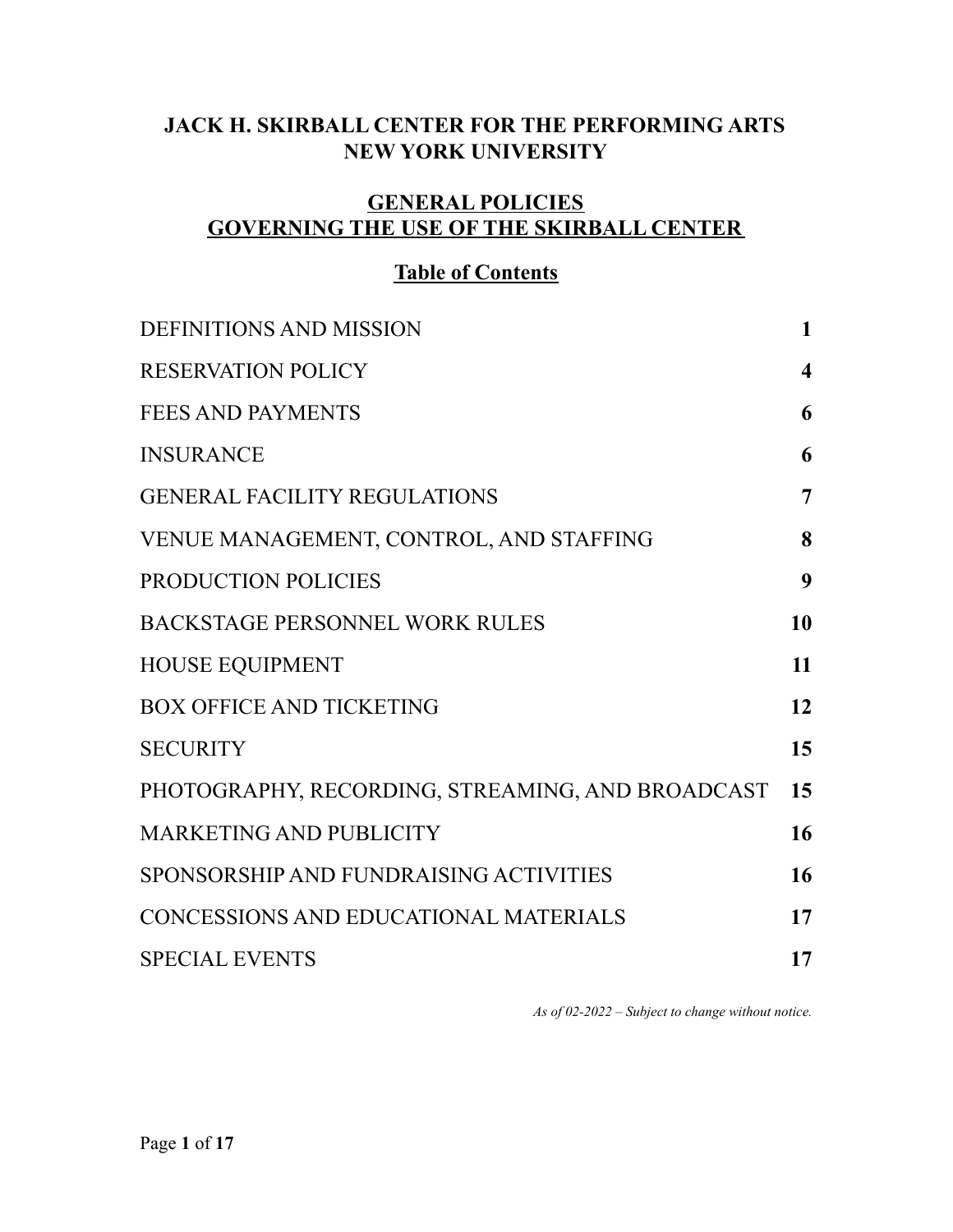# JACK H. SKIRBALL CENTER FOR THE PERFORMING ARTS
# NEW YORK UNIVERSITY

## GENERAL POLICIES
## GOVERNING THE USE OF THE SKIRBALL CENTER

### Table of Contents

| | |
|---|---|
| DEFINITIONS AND MISSION | **1** |
| RESERVATION POLICY | **4** |
| FEES AND PAYMENTS | **6** |
| INSURANCE | **6** |
| GENERAL FACILITY REGULATIONS | **7** |
| VENUE MANAGEMENT, CONTROL, AND STAFFING | **8** |
| PRODUCTION POLICIES | **9** |
| BACKSTAGE PERSONNEL WORK RULES | **10** |
| HOUSE EQUIPMENT | **11** |
| BOX OFFICE AND TICKETING | **12** |
| SECURITY | **15** |
| PHOTOGRAPHY, RECORDING, STREAMING, AND BROADCAST | **15** |
| MARKETING AND PUBLICITY | **16** |
| SPONSORSHIP AND FUNDRAISING ACTIVITIES | **16** |
| CONCESSIONS AND EDUCATIONAL MATERIALS | **17** |
| SPECIAL EVENTS | **17** |

*As of 02-2022 – Subject to change without notice.*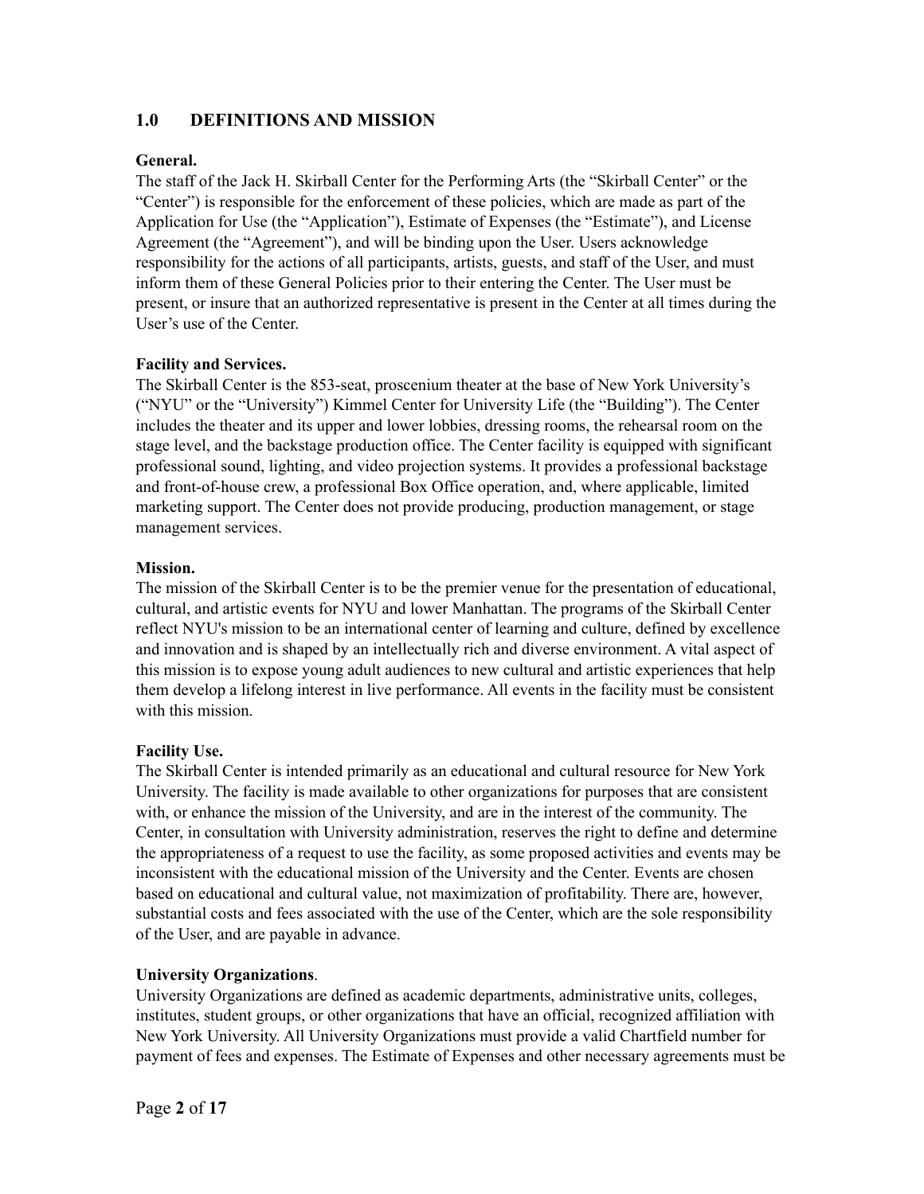## 1.0 DEFINITIONS AND MISSION

**General.**
The staff of the Jack H. Skirball Center for the Performing Arts (the "Skirball Center" or the "Center") is responsible for the enforcement of these policies, which are made as part of the Application for Use (the "Application"), Estimate of Expenses (the "Estimate"), and License Agreement (the "Agreement"), and will be binding upon the User. Users acknowledge responsibility for the actions of all participants, artists, guests, and staff of the User, and must inform them of these General Policies prior to their entering the Center. The User must be present, or insure that an authorized representative is present in the Center at all times during the User's use of the Center.

**Facility and Services.**
The Skirball Center is the 853-seat, proscenium theater at the base of New York University's ("NYU" or the "University") Kimmel Center for University Life (the "Building"). The Center includes the theater and its upper and lower lobbies, dressing rooms, the rehearsal room on the stage level, and the backstage production office. The Center facility is equipped with significant professional sound, lighting, and video projection systems. It provides a professional backstage and front-of-house crew, a professional Box Office operation, and, where applicable, limited marketing support. The Center does not provide producing, production management, or stage management services.

**Mission.**
The mission of the Skirball Center is to be the premier venue for the presentation of educational, cultural, and artistic events for NYU and lower Manhattan. The programs of the Skirball Center reflect NYU's mission to be an international center of learning and culture, defined by excellence and innovation and is shaped by an intellectually rich and diverse environment. A vital aspect of this mission is to expose young adult audiences to new cultural and artistic experiences that help them develop a lifelong interest in live performance. All events in the facility must be consistent with this mission.

**Facility Use.**
The Skirball Center is intended primarily as an educational and cultural resource for New York University. The facility is made available to other organizations for purposes that are consistent with, or enhance the mission of the University, and are in the interest of the community. The Center, in consultation with University administration, reserves the right to define and determine the appropriateness of a request to use the facility, as some proposed activities and events may be inconsistent with the educational mission of the University and the Center. Events are chosen based on educational and cultural value, not maximization of profitability. There are, however, substantial costs and fees associated with the use of the Center, which are the sole responsibility of the User, and are payable in advance.

**University Organizations**.
University Organizations are defined as academic departments, administrative units, colleges, institutes, student groups, or other organizations that have an official, recognized affiliation with New York University. All University Organizations must provide a valid Chartfield number for payment of fees and expenses. The Estimate of Expenses and other necessary agreements must be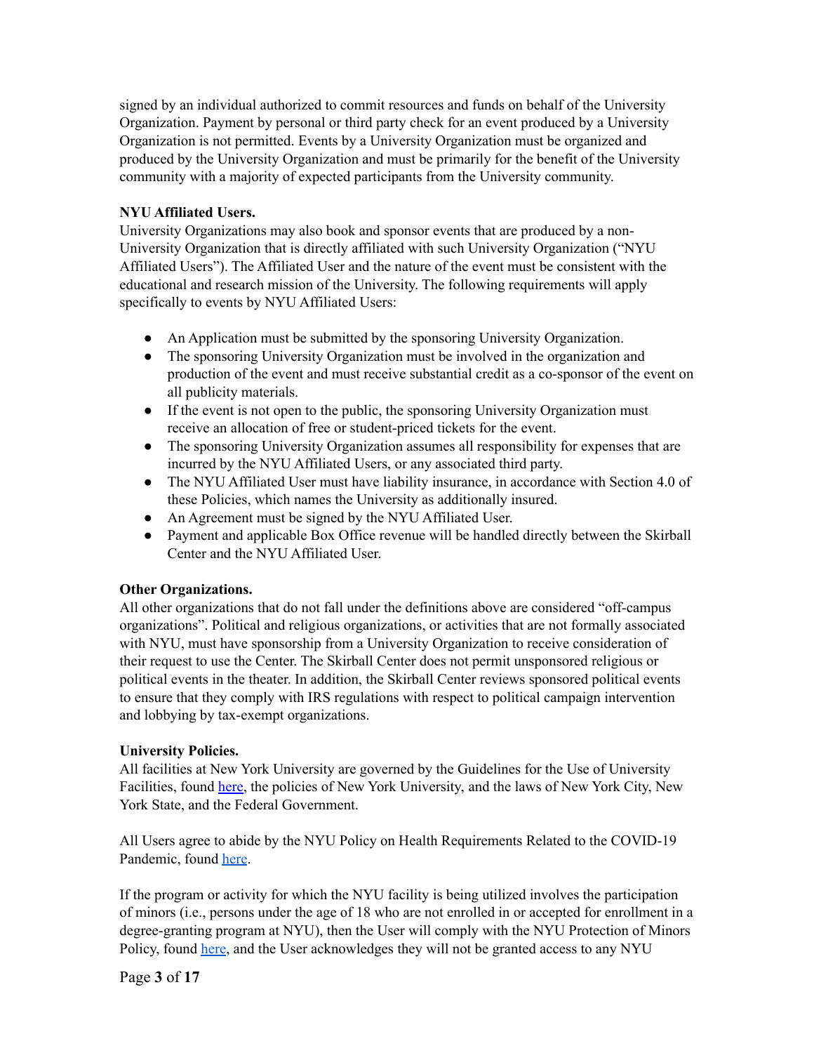signed by an individual authorized to commit resources and funds on behalf of the University Organization. Payment by personal or third party check for an event produced by a University Organization is not permitted. Events by a University Organization must be organized and produced by the University Organization and must be primarily for the benefit of the University community with a majority of expected participants from the University community.

**NYU Affiliated Users.**

University Organizations may also book and sponsor events that are produced by a non-University Organization that is directly affiliated with such University Organization ("NYU Affiliated Users"). The Affiliated User and the nature of the event must be consistent with the educational and research mission of the University. The following requirements will apply specifically to events by NYU Affiliated Users:

- An Application must be submitted by the sponsoring University Organization.
- The sponsoring University Organization must be involved in the organization and production of the event and must receive substantial credit as a co-sponsor of the event on all publicity materials.
- If the event is not open to the public, the sponsoring University Organization must receive an allocation of free or student-priced tickets for the event.
- The sponsoring University Organization assumes all responsibility for expenses that are incurred by the NYU Affiliated Users, or any associated third party.
- The NYU Affiliated User must have liability insurance, in accordance with Section 4.0 of these Policies, which names the University as additionally insured.
- An Agreement must be signed by the NYU Affiliated User.
- Payment and applicable Box Office revenue will be handled directly between the Skirball Center and the NYU Affiliated User.

**Other Organizations.**

All other organizations that do not fall under the definitions above are considered "off-campus organizations". Political and religious organizations, or activities that are not formally associated with NYU, must have sponsorship from a University Organization to receive consideration of their request to use the Center. The Skirball Center does not permit unsponsored religious or political events in the theater. In addition, the Skirball Center reviews sponsored political events to ensure that they comply with IRS regulations with respect to political campaign intervention and lobbying by tax-exempt organizations.

**University Policies.**

All facilities at New York University are governed by the Guidelines for the Use of University Facilities, found here, the policies of New York University, and the laws of New York City, New York State, and the Federal Government.

All Users agree to abide by the NYU Policy on Health Requirements Related to the COVID-19 Pandemic, found here.

If the program or activity for which the NYU facility is being utilized involves the participation of minors (i.e., persons under the age of 18 who are not enrolled in or accepted for enrollment in a degree-granting program at NYU), then the User will comply with the NYU Protection of Minors Policy, found here, and the User acknowledges they will not be granted access to any NYU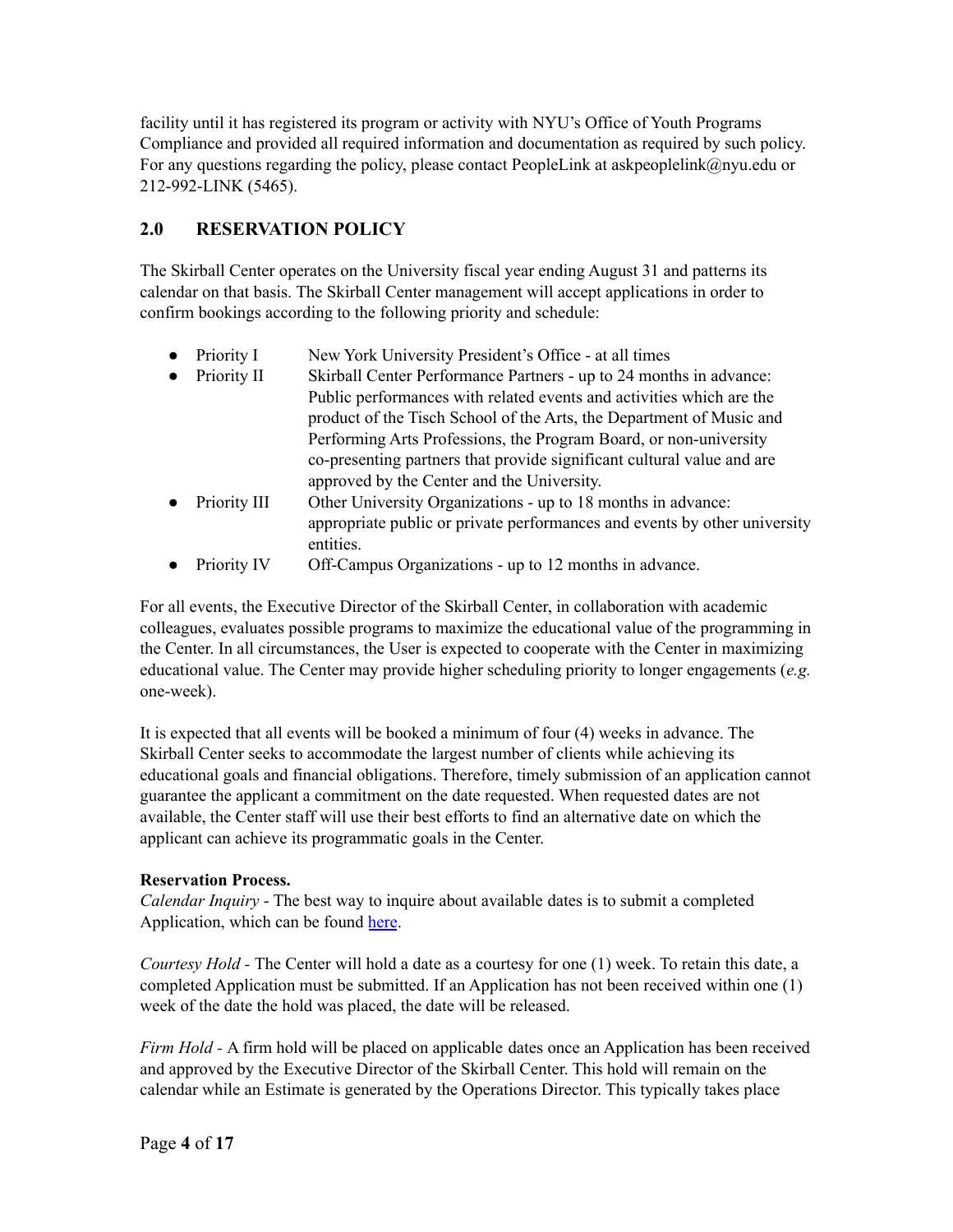facility until it has registered its program or activity with NYU's Office of Youth Programs Compliance and provided all required information and documentation as required by such policy. For any questions regarding the policy, please contact PeopleLink at askpeoplelink@nyu.edu or 212-992-LINK (5465).

## 2.0 RESERVATION POLICY

The Skirball Center operates on the University fiscal year ending August 31 and patterns its calendar on that basis. The Skirball Center management will accept applications in order to confirm bookings according to the following priority and schedule:

- Priority I — New York University President's Office - at all times
- Priority II — Skirball Center Performance Partners - up to 24 months in advance: Public performances with related events and activities which are the product of the Tisch School of the Arts, the Department of Music and Performing Arts Professions, the Program Board, or non-university co-presenting partners that provide significant cultural value and are approved by the Center and the University.
- Priority III — Other University Organizations - up to 18 months in advance: appropriate public or private performances and events by other university entities.
- Priority IV — Off-Campus Organizations - up to 12 months in advance.

For all events, the Executive Director of the Skirball Center, in collaboration with academic colleagues, evaluates possible programs to maximize the educational value of the programming in the Center. In all circumstances, the User is expected to cooperate with the Center in maximizing educational value. The Center may provide higher scheduling priority to longer engagements (*e.g.* one-week).

It is expected that all events will be booked a minimum of four (4) weeks in advance. The Skirball Center seeks to accommodate the largest number of clients while achieving its educational goals and financial obligations. Therefore, timely submission of an application cannot guarantee the applicant a commitment on the date requested. When requested dates are not available, the Center staff will use their best efforts to find an alternative date on which the applicant can achieve its programmatic goals in the Center.

**Reservation Process.**

*Calendar Inquiry* - The best way to inquire about available dates is to submit a completed Application, which can be found here.

*Courtesy Hold* - The Center will hold a date as a courtesy for one (1) week. To retain this date, a completed Application must be submitted. If an Application has not been received within one (1) week of the date the hold was placed, the date will be released.

*Firm Hold* - A firm hold will be placed on applicable dates once an Application has been received and approved by the Executive Director of the Skirball Center. This hold will remain on the calendar while an Estimate is generated by the Operations Director. This typically takes place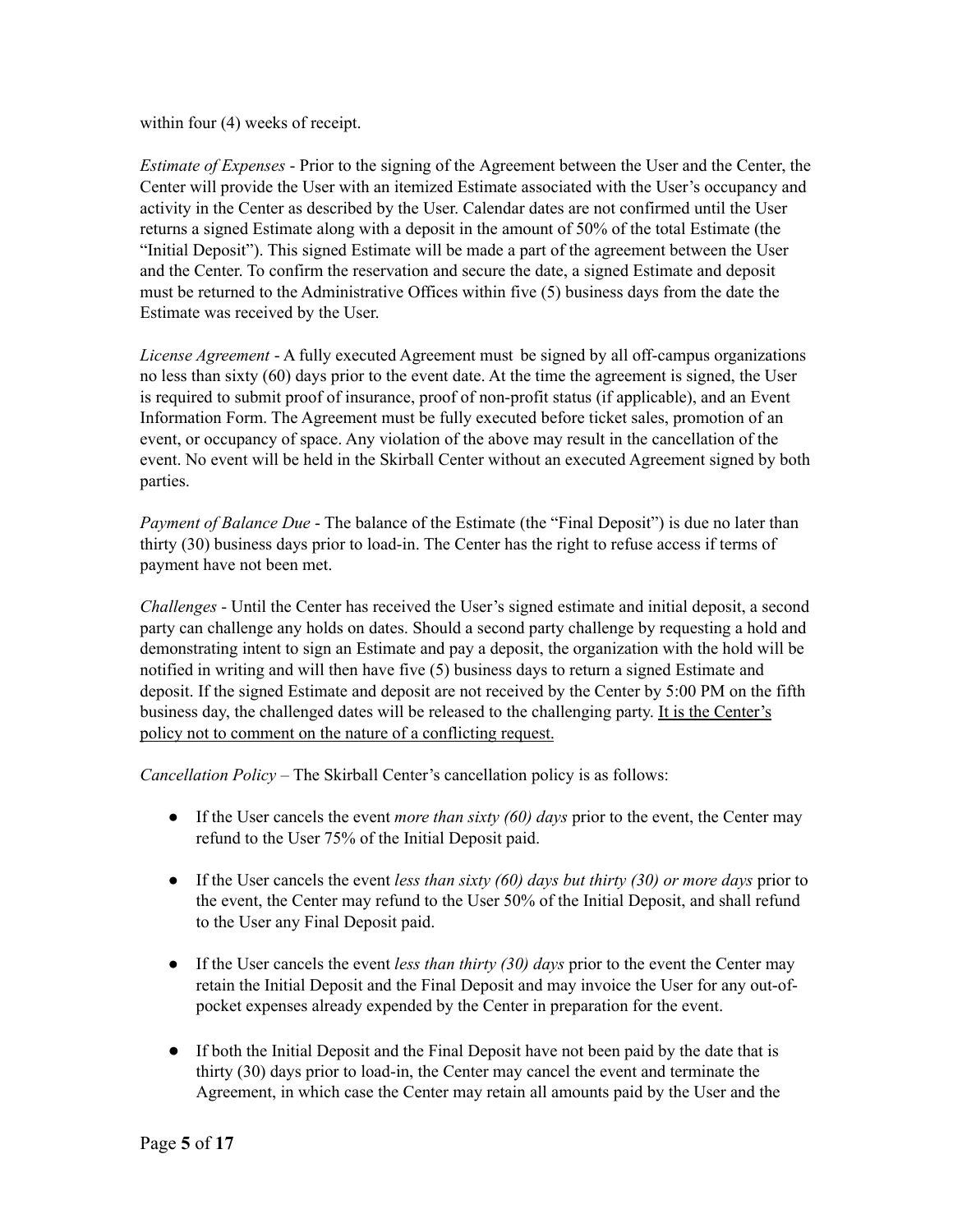within four (4) weeks of receipt.

*Estimate of Expenses* - Prior to the signing of the Agreement between the User and the Center, the Center will provide the User with an itemized Estimate associated with the User's occupancy and activity in the Center as described by the User. Calendar dates are not confirmed until the User returns a signed Estimate along with a deposit in the amount of 50% of the total Estimate (the "Initial Deposit"). This signed Estimate will be made a part of the agreement between the User and the Center. To confirm the reservation and secure the date, a signed Estimate and deposit must be returned to the Administrative Offices within five (5) business days from the date the Estimate was received by the User.

*License Agreement* - A fully executed Agreement must be signed by all off-campus organizations no less than sixty (60) days prior to the event date. At the time the agreement is signed, the User is required to submit proof of insurance, proof of non-profit status (if applicable), and an Event Information Form. The Agreement must be fully executed before ticket sales, promotion of an event, or occupancy of space. Any violation of the above may result in the cancellation of the event. No event will be held in the Skirball Center without an executed Agreement signed by both parties.

*Payment of Balance Due* - The balance of the Estimate (the "Final Deposit") is due no later than thirty (30) business days prior to load-in. The Center has the right to refuse access if terms of payment have not been met.

*Challenges* - Until the Center has received the User's signed estimate and initial deposit, a second party can challenge any holds on dates. Should a second party challenge by requesting a hold and demonstrating intent to sign an Estimate and pay a deposit, the organization with the hold will be notified in writing and will then have five (5) business days to return a signed Estimate and deposit. If the signed Estimate and deposit are not received by the Center by 5:00 PM on the fifth business day, the challenged dates will be released to the challenging party. <u>It is the Center's policy not to comment on the nature of a conflicting request.</u>

*Cancellation Policy* – The Skirball Center's cancellation policy is as follows:

- If the User cancels the event *more than sixty (60) days* prior to the event, the Center may refund to the User 75% of the Initial Deposit paid.
- If the User cancels the event *less than sixty (60) days but thirty (30) or more days* prior to the event, the Center may refund to the User 50% of the Initial Deposit, and shall refund to the User any Final Deposit paid.
- If the User cancels the event *less than thirty (30) days* prior to the event the Center may retain the Initial Deposit and the Final Deposit and may invoice the User for any out-of-pocket expenses already expended by the Center in preparation for the event.
- If both the Initial Deposit and the Final Deposit have not been paid by the date that is thirty (30) days prior to load-in, the Center may cancel the event and terminate the Agreement, in which case the Center may retain all amounts paid by the User and the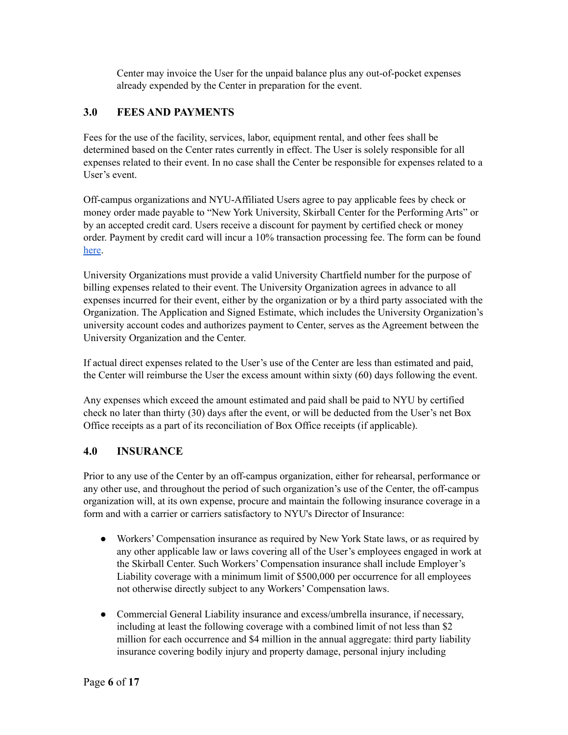Center may invoice the User for the unpaid balance plus any out-of-pocket expenses already expended by the Center in preparation for the event.

## 3.0 FEES AND PAYMENTS

Fees for the use of the facility, services, labor, equipment rental, and other fees shall be determined based on the Center rates currently in effect. The User is solely responsible for all expenses related to their event. In no case shall the Center be responsible for expenses related to a User's event.

Off-campus organizations and NYU-Affiliated Users agree to pay applicable fees by check or money order made payable to "New York University, Skirball Center for the Performing Arts" or by an accepted credit card. Users receive a discount for payment by certified check or money order. Payment by credit card will incur a 10% transaction processing fee. The form can be found here.

University Organizations must provide a valid University Chartfield number for the purpose of billing expenses related to their event. The University Organization agrees in advance to all expenses incurred for their event, either by the organization or by a third party associated with the Organization. The Application and Signed Estimate, which includes the University Organization's university account codes and authorizes payment to Center, serves as the Agreement between the University Organization and the Center.

If actual direct expenses related to the User's use of the Center are less than estimated and paid, the Center will reimburse the User the excess amount within sixty (60) days following the event.

Any expenses which exceed the amount estimated and paid shall be paid to NYU by certified check no later than thirty (30) days after the event, or will be deducted from the User's net Box Office receipts as a part of its reconciliation of Box Office receipts (if applicable).

## 4.0 INSURANCE

Prior to any use of the Center by an off-campus organization, either for rehearsal, performance or any other use, and throughout the period of such organization's use of the Center, the off-campus organization will, at its own expense, procure and maintain the following insurance coverage in a form and with a carrier or carriers satisfactory to NYU's Director of Insurance:

- Workers' Compensation insurance as required by New York State laws, or as required by any other applicable law or laws covering all of the User's employees engaged in work at the Skirball Center. Such Workers' Compensation insurance shall include Employer's Liability coverage with a minimum limit of $500,000 per occurrence for all employees not otherwise directly subject to any Workers' Compensation laws.

- Commercial General Liability insurance and excess/umbrella insurance, if necessary, including at least the following coverage with a combined limit of not less than $2 million for each occurrence and $4 million in the annual aggregate: third party liability insurance covering bodily injury and property damage, personal injury including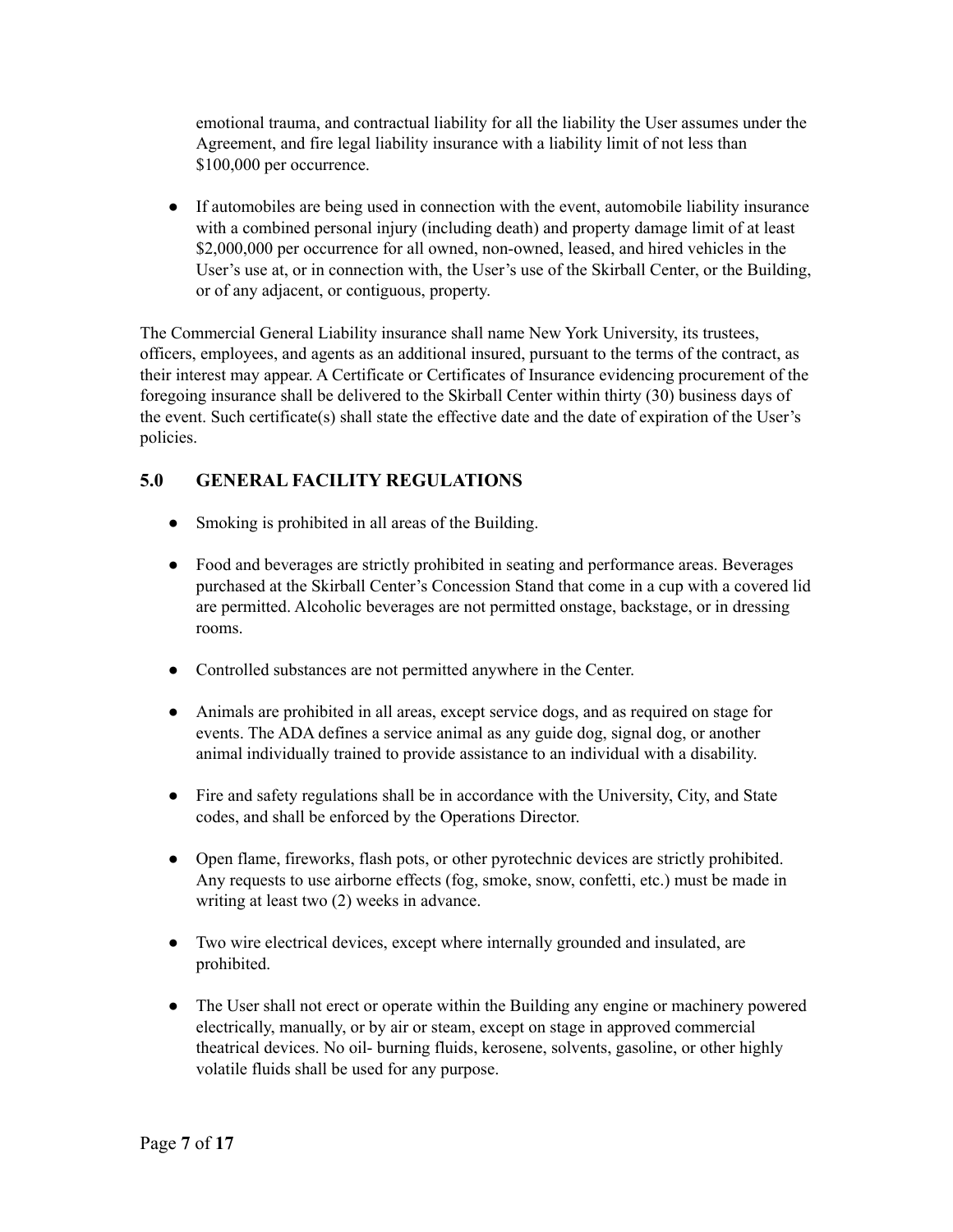emotional trauma, and contractual liability for all the liability the User assumes under the Agreement, and fire legal liability insurance with a liability limit of not less than $100,000 per occurrence.

- If automobiles are being used in connection with the event, automobile liability insurance with a combined personal injury (including death) and property damage limit of at least $2,000,000 per occurrence for all owned, non-owned, leased, and hired vehicles in the User's use at, or in connection with, the User's use of the Skirball Center, or the Building, or of any adjacent, or contiguous, property.

The Commercial General Liability insurance shall name New York University, its trustees, officers, employees, and agents as an additional insured, pursuant to the terms of the contract, as their interest may appear. A Certificate or Certificates of Insurance evidencing procurement of the foregoing insurance shall be delivered to the Skirball Center within thirty (30) business days of the event. Such certificate(s) shall state the effective date and the date of expiration of the User's policies.

## 5.0 GENERAL FACILITY REGULATIONS

- Smoking is prohibited in all areas of the Building.
- Food and beverages are strictly prohibited in seating and performance areas. Beverages purchased at the Skirball Center's Concession Stand that come in a cup with a covered lid are permitted. Alcoholic beverages are not permitted onstage, backstage, or in dressing rooms.
- Controlled substances are not permitted anywhere in the Center.
- Animals are prohibited in all areas, except service dogs, and as required on stage for events. The ADA defines a service animal as any guide dog, signal dog, or another animal individually trained to provide assistance to an individual with a disability.
- Fire and safety regulations shall be in accordance with the University, City, and State codes, and shall be enforced by the Operations Director.
- Open flame, fireworks, flash pots, or other pyrotechnic devices are strictly prohibited. Any requests to use airborne effects (fog, smoke, snow, confetti, etc.) must be made in writing at least two (2) weeks in advance.
- Two wire electrical devices, except where internally grounded and insulated, are prohibited.
- The User shall not erect or operate within the Building any engine or machinery powered electrically, manually, or by air or steam, except on stage in approved commercial theatrical devices. No oil- burning fluids, kerosene, solvents, gasoline, or other highly volatile fluids shall be used for any purpose.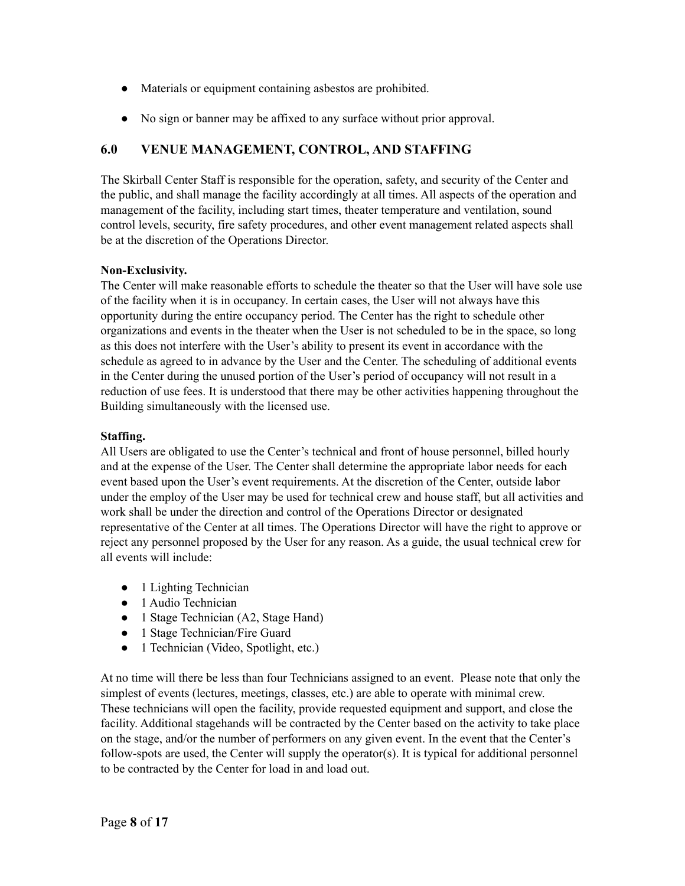- Materials or equipment containing asbestos are prohibited.
- No sign or banner may be affixed to any surface without prior approval.

## 6.0 VENUE MANAGEMENT, CONTROL, AND STAFFING

The Skirball Center Staff is responsible for the operation, safety, and security of the Center and the public, and shall manage the facility accordingly at all times. All aspects of the operation and management of the facility, including start times, theater temperature and ventilation, sound control levels, security, fire safety procedures, and other event management related aspects shall be at the discretion of the Operations Director.

**Non-Exclusivity.**
The Center will make reasonable efforts to schedule the theater so that the User will have sole use of the facility when it is in occupancy. In certain cases, the User will not always have this opportunity during the entire occupancy period. The Center has the right to schedule other organizations and events in the theater when the User is not scheduled to be in the space, so long as this does not interfere with the User's ability to present its event in accordance with the schedule as agreed to in advance by the User and the Center. The scheduling of additional events in the Center during the unused portion of the User's period of occupancy will not result in a reduction of use fees. It is understood that there may be other activities happening throughout the Building simultaneously with the licensed use.

**Staffing.**
All Users are obligated to use the Center's technical and front of house personnel, billed hourly and at the expense of the User. The Center shall determine the appropriate labor needs for each event based upon the User's event requirements. At the discretion of the Center, outside labor under the employ of the User may be used for technical crew and house staff, but all activities and work shall be under the direction and control of the Operations Director or designated representative of the Center at all times. The Operations Director will have the right to approve or reject any personnel proposed by the User for any reason. As a guide, the usual technical crew for all events will include:

- 1 Lighting Technician
- 1 Audio Technician
- 1 Stage Technician (A2, Stage Hand)
- 1 Stage Technician/Fire Guard
- 1 Technician (Video, Spotlight, etc.)

At no time will there be less than four Technicians assigned to an event. Please note that only the simplest of events (lectures, meetings, classes, etc.) are able to operate with minimal crew. These technicians will open the facility, provide requested equipment and support, and close the facility. Additional stagehands will be contracted by the Center based on the activity to take place on the stage, and/or the number of performers on any given event. In the event that the Center's follow-spots are used, the Center will supply the operator(s). It is typical for additional personnel to be contracted by the Center for load in and load out.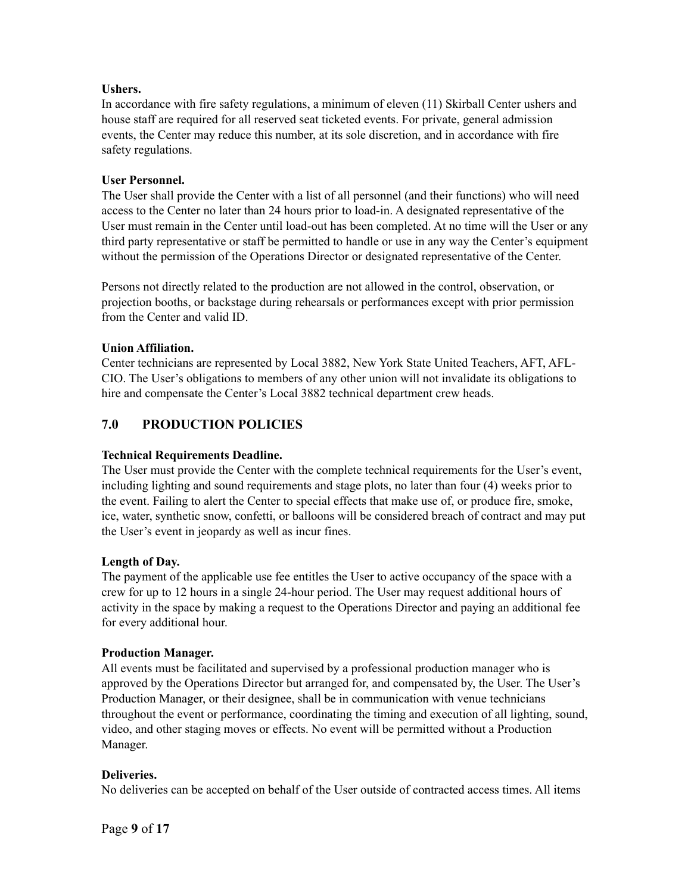**Ushers.**
In accordance with fire safety regulations, a minimum of eleven (11) Skirball Center ushers and house staff are required for all reserved seat ticketed events. For private, general admission events, the Center may reduce this number, at its sole discretion, and in accordance with fire safety regulations.

**User Personnel.**
The User shall provide the Center with a list of all personnel (and their functions) who will need access to the Center no later than 24 hours prior to load-in. A designated representative of the User must remain in the Center until load-out has been completed. At no time will the User or any third party representative or staff be permitted to handle or use in any way the Center's equipment without the permission of the Operations Director or designated representative of the Center.

Persons not directly related to the production are not allowed in the control, observation, or projection booths, or backstage during rehearsals or performances except with prior permission from the Center and valid ID.

**Union Affiliation.**
Center technicians are represented by Local 3882, New York State United Teachers, AFT, AFL-CIO. The User's obligations to members of any other union will not invalidate its obligations to hire and compensate the Center's Local 3882 technical department crew heads.

## 7.0 PRODUCTION POLICIES

**Technical Requirements Deadline.**
The User must provide the Center with the complete technical requirements for the User's event, including lighting and sound requirements and stage plots, no later than four (4) weeks prior to the event. Failing to alert the Center to special effects that make use of, or produce fire, smoke, ice, water, synthetic snow, confetti, or balloons will be considered breach of contract and may put the User's event in jeopardy as well as incur fines.

**Length of Day.**
The payment of the applicable use fee entitles the User to active occupancy of the space with a crew for up to 12 hours in a single 24-hour period. The User may request additional hours of activity in the space by making a request to the Operations Director and paying an additional fee for every additional hour.

**Production Manager.**
All events must be facilitated and supervised by a professional production manager who is approved by the Operations Director but arranged for, and compensated by, the User. The User's Production Manager, or their designee, shall be in communication with venue technicians throughout the event or performance, coordinating the timing and execution of all lighting, sound, video, and other staging moves or effects. No event will be permitted without a Production Manager.

**Deliveries.**
No deliveries can be accepted on behalf of the User outside of contracted access times. All items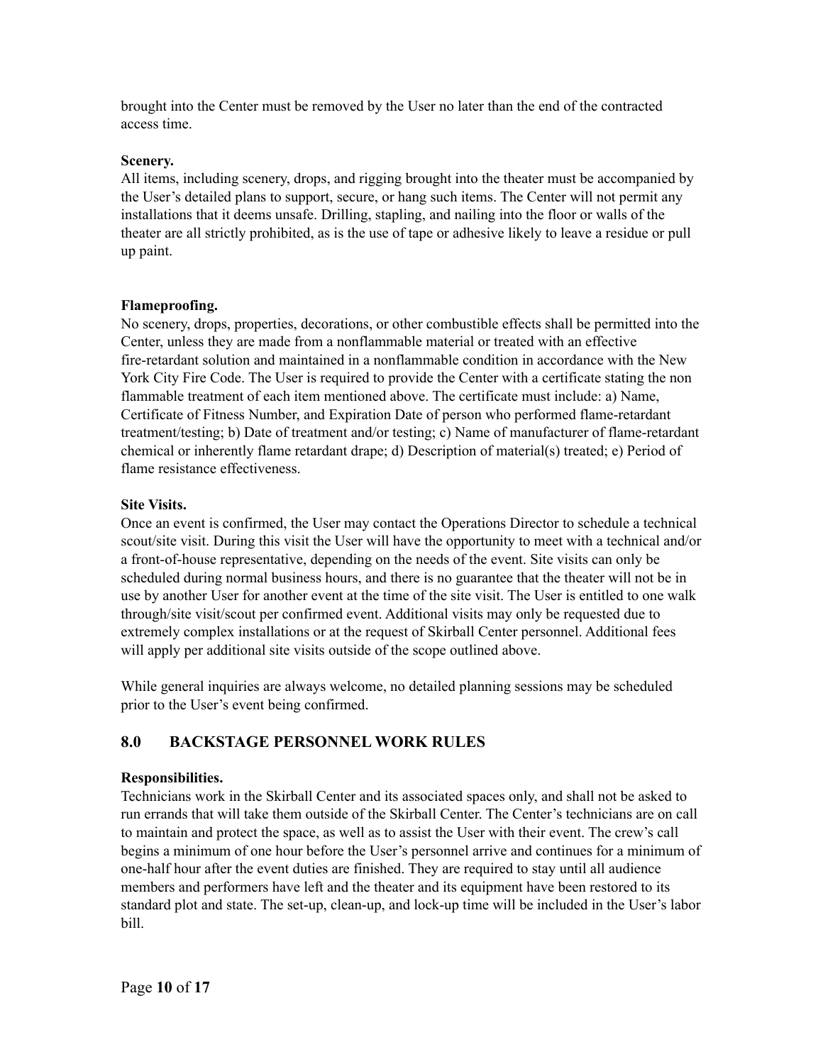brought into the Center must be removed by the User no later than the end of the contracted access time.

**Scenery.**
All items, including scenery, drops, and rigging brought into the theater must be accompanied by the User's detailed plans to support, secure, or hang such items. The Center will not permit any installations that it deems unsafe. Drilling, stapling, and nailing into the floor or walls of the theater are all strictly prohibited, as is the use of tape or adhesive likely to leave a residue or pull up paint.

**Flameproofing.**
No scenery, drops, properties, decorations, or other combustible effects shall be permitted into the Center, unless they are made from a nonflammable material or treated with an effective fire-retardant solution and maintained in a nonflammable condition in accordance with the New York City Fire Code. The User is required to provide the Center with a certificate stating the non flammable treatment of each item mentioned above. The certificate must include: a) Name, Certificate of Fitness Number, and Expiration Date of person who performed flame-retardant treatment/testing; b) Date of treatment and/or testing; c) Name of manufacturer of flame-retardant chemical or inherently flame retardant drape; d) Description of material(s) treated; e) Period of flame resistance effectiveness.

**Site Visits.**
Once an event is confirmed, the User may contact the Operations Director to schedule a technical scout/site visit. During this visit the User will have the opportunity to meet with a technical and/or a front-of-house representative, depending on the needs of the event. Site visits can only be scheduled during normal business hours, and there is no guarantee that the theater will not be in use by another User for another event at the time of the site visit. The User is entitled to one walk through/site visit/scout per confirmed event. Additional visits may only be requested due to extremely complex installations or at the request of Skirball Center personnel. Additional fees will apply per additional site visits outside of the scope outlined above.

While general inquiries are always welcome, no detailed planning sessions may be scheduled prior to the User's event being confirmed.

## 8.0 BACKSTAGE PERSONNEL WORK RULES

**Responsibilities.**
Technicians work in the Skirball Center and its associated spaces only, and shall not be asked to run errands that will take them outside of the Skirball Center. The Center's technicians are on call to maintain and protect the space, as well as to assist the User with their event. The crew's call begins a minimum of one hour before the User's personnel arrive and continues for a minimum of one-half hour after the event duties are finished. They are required to stay until all audience members and performers have left and the theater and its equipment have been restored to its standard plot and state. The set-up, clean-up, and lock-up time will be included in the User's labor bill.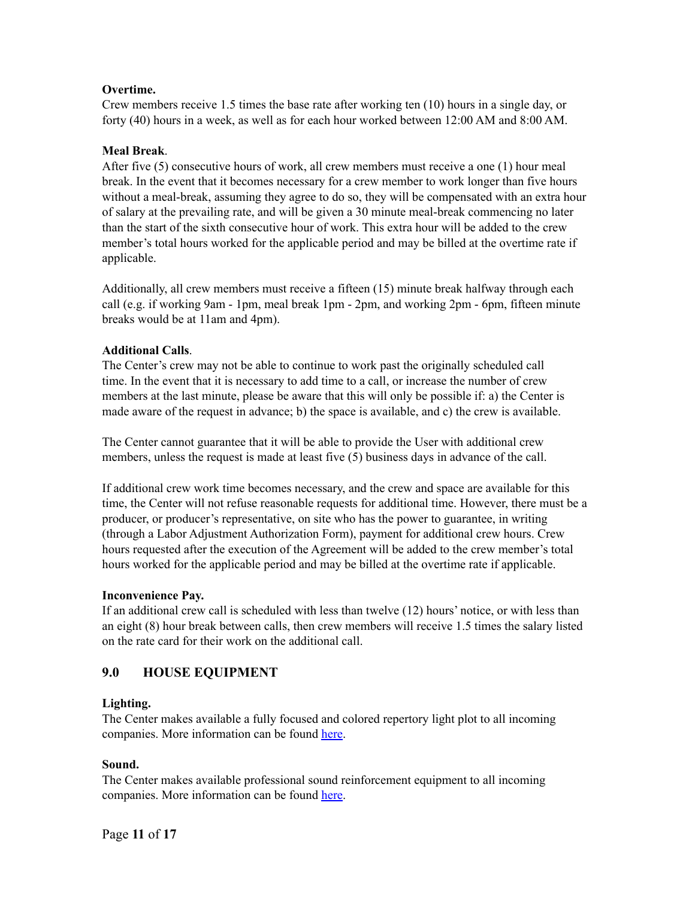**Overtime.**
Crew members receive 1.5 times the base rate after working ten (10) hours in a single day, or forty (40) hours in a week, as well as for each hour worked between 12:00 AM and 8:00 AM.

**Meal Break**.
After five (5) consecutive hours of work, all crew members must receive a one (1) hour meal break. In the event that it becomes necessary for a crew member to work longer than five hours without a meal-break, assuming they agree to do so, they will be compensated with an extra hour of salary at the prevailing rate, and will be given a 30 minute meal-break commencing no later than the start of the sixth consecutive hour of work. This extra hour will be added to the crew member's total hours worked for the applicable period and may be billed at the overtime rate if applicable.

Additionally, all crew members must receive a fifteen (15) minute break halfway through each call (e.g. if working 9am - 1pm, meal break 1pm - 2pm, and working 2pm - 6pm, fifteen minute breaks would be at 11am and 4pm).

**Additional Calls**.
The Center's crew may not be able to continue to work past the originally scheduled call time. In the event that it is necessary to add time to a call, or increase the number of crew members at the last minute, please be aware that this will only be possible if: a) the Center is made aware of the request in advance; b) the space is available, and c) the crew is available.

The Center cannot guarantee that it will be able to provide the User with additional crew members, unless the request is made at least five (5) business days in advance of the call.

If additional crew work time becomes necessary, and the crew and space are available for this time, the Center will not refuse reasonable requests for additional time. However, there must be a producer, or producer's representative, on site who has the power to guarantee, in writing (through a Labor Adjustment Authorization Form), payment for additional crew hours. Crew hours requested after the execution of the Agreement will be added to the crew member's total hours worked for the applicable period and may be billed at the overtime rate if applicable.

**Inconvenience Pay.**
If an additional crew call is scheduled with less than twelve (12) hours' notice, or with less than an eight (8) hour break between calls, then crew members will receive 1.5 times the salary listed on the rate card for their work on the additional call.

## 9.0 HOUSE EQUIPMENT

**Lighting.**
The Center makes available a fully focused and colored repertory light plot to all incoming companies. More information can be found here.

**Sound.**
The Center makes available professional sound reinforcement equipment to all incoming companies. More information can be found here.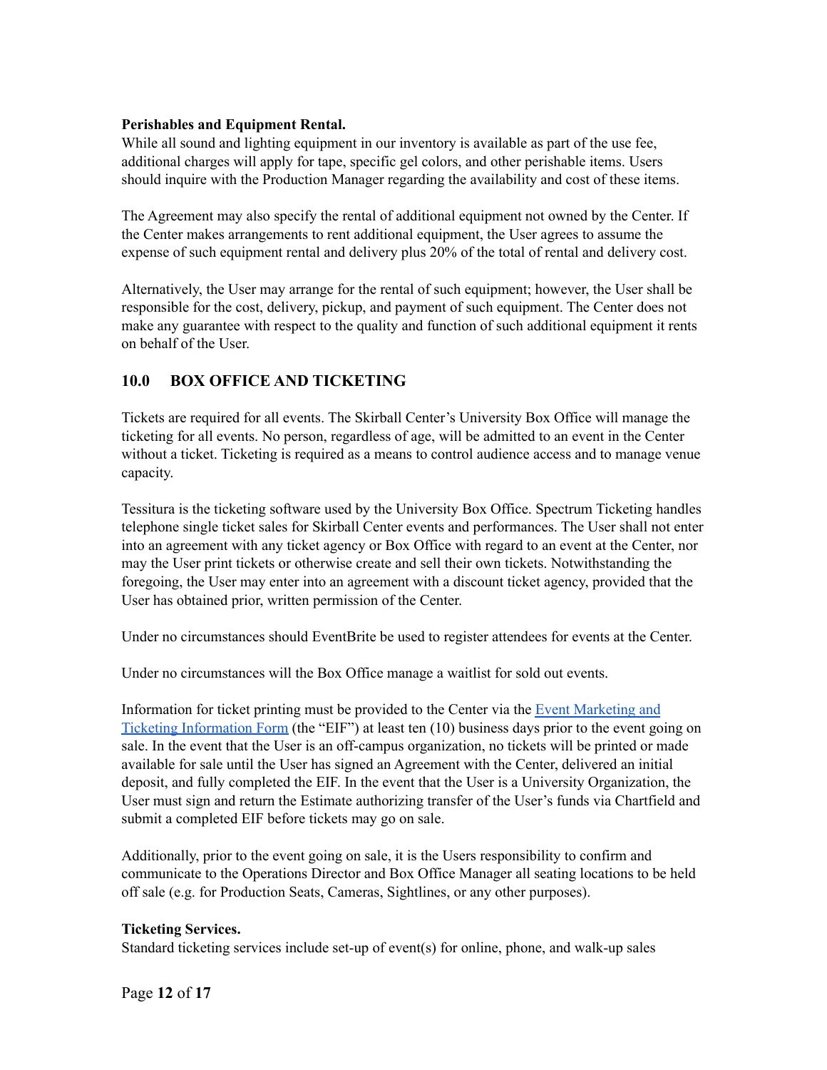**Perishables and Equipment Rental.**
While all sound and lighting equipment in our inventory is available as part of the use fee, additional charges will apply for tape, specific gel colors, and other perishable items. Users should inquire with the Production Manager regarding the availability and cost of these items.

The Agreement may also specify the rental of additional equipment not owned by the Center. If the Center makes arrangements to rent additional equipment, the User agrees to assume the expense of such equipment rental and delivery plus 20% of the total of rental and delivery cost.

Alternatively, the User may arrange for the rental of such equipment; however, the User shall be responsible for the cost, delivery, pickup, and payment of such equipment. The Center does not make any guarantee with respect to the quality and function of such additional equipment it rents on behalf of the User.

## 10.0 BOX OFFICE AND TICKETING

Tickets are required for all events. The Skirball Center's University Box Office will manage the ticketing for all events. No person, regardless of age, will be admitted to an event in the Center without a ticket. Ticketing is required as a means to control audience access and to manage venue capacity.

Tessitura is the ticketing software used by the University Box Office. Spectrum Ticketing handles telephone single ticket sales for Skirball Center events and performances. The User shall not enter into an agreement with any ticket agency or Box Office with regard to an event at the Center, nor may the User print tickets or otherwise create and sell their own tickets. Notwithstanding the foregoing, the User may enter into an agreement with a discount ticket agency, provided that the User has obtained prior, written permission of the Center.

Under no circumstances should EventBrite be used to register attendees for events at the Center.

Under no circumstances will the Box Office manage a waitlist for sold out events.

Information for ticket printing must be provided to the Center via the Event Marketing and Ticketing Information Form (the "EIF") at least ten (10) business days prior to the event going on sale. In the event that the User is an off-campus organization, no tickets will be printed or made available for sale until the User has signed an Agreement with the Center, delivered an initial deposit, and fully completed the EIF. In the event that the User is a University Organization, the User must sign and return the Estimate authorizing transfer of the User's funds via Chartfield and submit a completed EIF before tickets may go on sale.

Additionally, prior to the event going on sale, it is the Users responsibility to confirm and communicate to the Operations Director and Box Office Manager all seating locations to be held off sale (e.g. for Production Seats, Cameras, Sightlines, or any other purposes).

**Ticketing Services.**
Standard ticketing services include set-up of event(s) for online, phone, and walk-up sales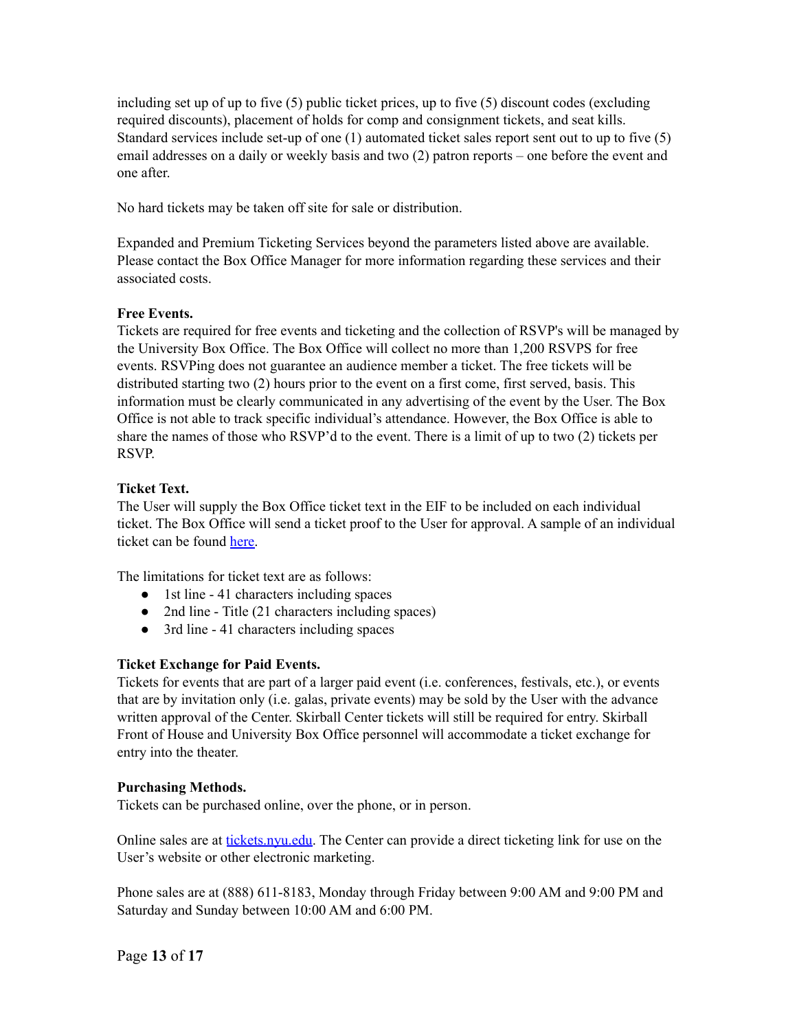including set up of up to five (5) public ticket prices, up to five (5) discount codes (excluding required discounts), placement of holds for comp and consignment tickets, and seat kills. Standard services include set-up of one (1) automated ticket sales report sent out to up to five (5) email addresses on a daily or weekly basis and two (2) patron reports – one before the event and one after.

No hard tickets may be taken off site for sale or distribution.

Expanded and Premium Ticketing Services beyond the parameters listed above are available. Please contact the Box Office Manager for more information regarding these services and their associated costs.

**Free Events.**
Tickets are required for free events and ticketing and the collection of RSVP's will be managed by the University Box Office. The Box Office will collect no more than 1,200 RSVPS for free events. RSVPing does not guarantee an audience member a ticket. The free tickets will be distributed starting two (2) hours prior to the event on a first come, first served, basis. This information must be clearly communicated in any advertising of the event by the User. The Box Office is not able to track specific individual's attendance. However, the Box Office is able to share the names of those who RSVP'd to the event. There is a limit of up to two (2) tickets per RSVP.

**Ticket Text.**
The User will supply the Box Office ticket text in the EIF to be included on each individual ticket. The Box Office will send a ticket proof to the User for approval. A sample of an individual ticket can be found [here](#).

The limitations for ticket text are as follows:

- 1st line - 41 characters including spaces
- 2nd line - Title (21 characters including spaces)
- 3rd line - 41 characters including spaces

**Ticket Exchange for Paid Events.**
Tickets for events that are part of a larger paid event (i.e. conferences, festivals, etc.), or events that are by invitation only (i.e. galas, private events) may be sold by the User with the advance written approval of the Center. Skirball Center tickets will still be required for entry. Skirball Front of House and University Box Office personnel will accommodate a ticket exchange for entry into the theater.

**Purchasing Methods.**
Tickets can be purchased online, over the phone, or in person.

Online sales are at [tickets.nyu.edu](tickets.nyu.edu). The Center can provide a direct ticketing link for use on the User's website or other electronic marketing.

Phone sales are at (888) 611-8183, Monday through Friday between 9:00 AM and 9:00 PM and Saturday and Sunday between 10:00 AM and 6:00 PM.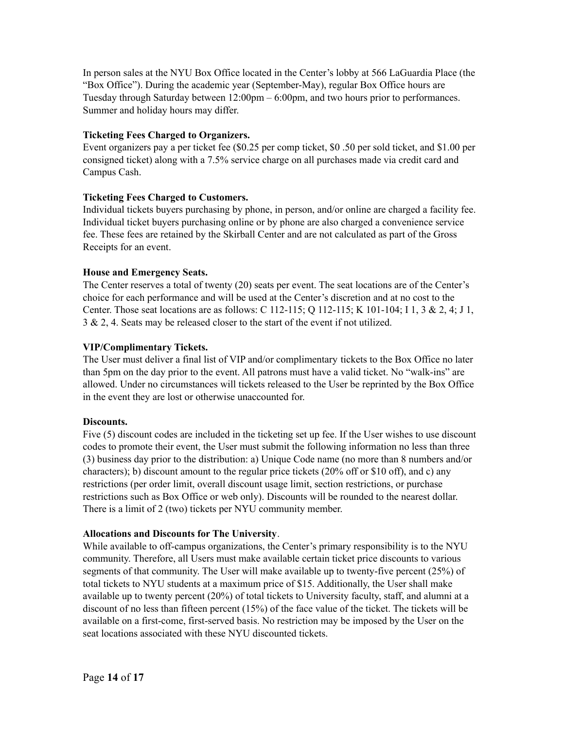In person sales at the NYU Box Office located in the Center's lobby at 566 LaGuardia Place (the "Box Office"). During the academic year (September-May), regular Box Office hours are Tuesday through Saturday between 12:00pm – 6:00pm, and two hours prior to performances. Summer and holiday hours may differ.

**Ticketing Fees Charged to Organizers.**
Event organizers pay a per ticket fee ($0.25 per comp ticket, $0 .50 per sold ticket, and $1.00 per consigned ticket) along with a 7.5% service charge on all purchases made via credit card and Campus Cash.

**Ticketing Fees Charged to Customers.**
Individual tickets buyers purchasing by phone, in person, and/or online are charged a facility fee. Individual ticket buyers purchasing online or by phone are also charged a convenience service fee. These fees are retained by the Skirball Center and are not calculated as part of the Gross Receipts for an event.

**House and Emergency Seats.**
The Center reserves a total of twenty (20) seats per event. The seat locations are of the Center's choice for each performance and will be used at the Center's discretion and at no cost to the Center. Those seat locations are as follows: C 112-115; Q 112-115; K 101-104; I 1, 3 & 2, 4; J 1, 3 & 2, 4. Seats may be released closer to the start of the event if not utilized.

**VIP/Complimentary Tickets.**
The User must deliver a final list of VIP and/or complimentary tickets to the Box Office no later than 5pm on the day prior to the event. All patrons must have a valid ticket. No "walk-ins" are allowed. Under no circumstances will tickets released to the User be reprinted by the Box Office in the event they are lost or otherwise unaccounted for.

**Discounts.**
Five (5) discount codes are included in the ticketing set up fee. If the User wishes to use discount codes to promote their event, the User must submit the following information no less than three (3) business day prior to the distribution: a) Unique Code name (no more than 8 numbers and/or characters); b) discount amount to the regular price tickets (20% off or $10 off), and c) any restrictions (per order limit, overall discount usage limit, section restrictions, or purchase restrictions such as Box Office or web only). Discounts will be rounded to the nearest dollar. There is a limit of 2 (two) tickets per NYU community member.

**Allocations and Discounts for The University**.
While available to off-campus organizations, the Center's primary responsibility is to the NYU community. Therefore, all Users must make available certain ticket price discounts to various segments of that community. The User will make available up to twenty-five percent (25%) of total tickets to NYU students at a maximum price of $15. Additionally, the User shall make available up to twenty percent (20%) of total tickets to University faculty, staff, and alumni at a discount of no less than fifteen percent (15%) of the face value of the ticket. The tickets will be available on a first-come, first-served basis. No restriction may be imposed by the User on the seat locations associated with these NYU discounted tickets.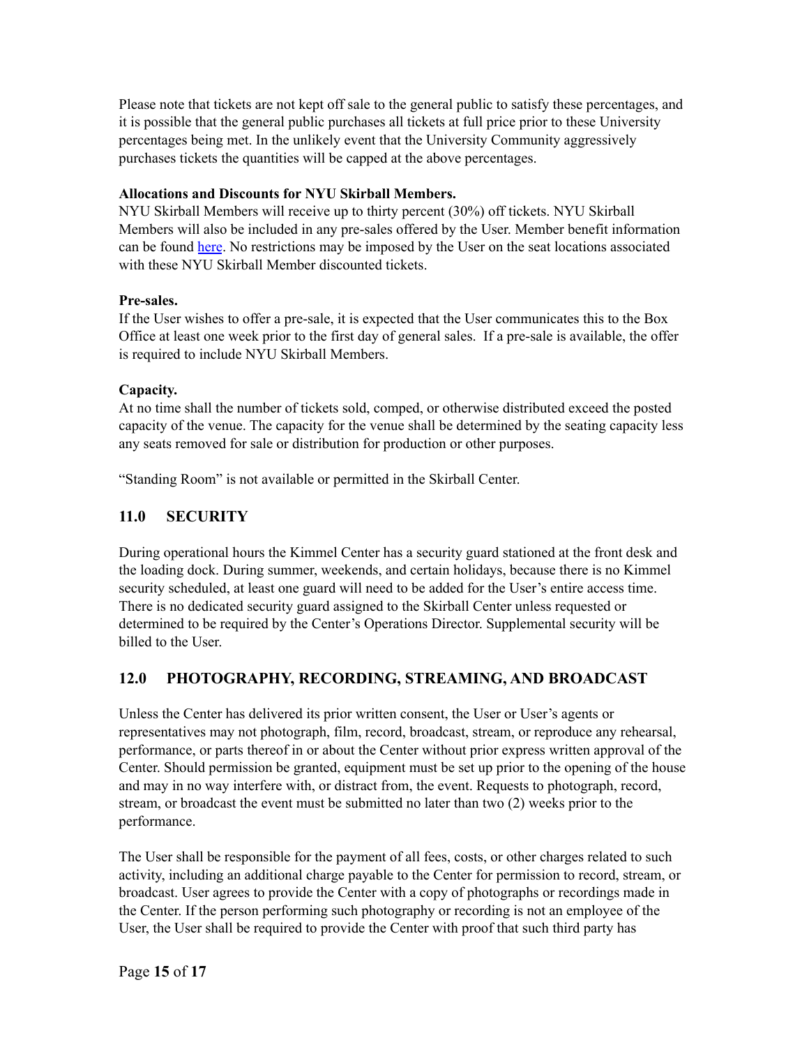Please note that tickets are not kept off sale to the general public to satisfy these percentages, and it is possible that the general public purchases all tickets at full price prior to these University percentages being met. In the unlikely event that the University Community aggressively purchases tickets the quantities will be capped at the above percentages.

**Allocations and Discounts for NYU Skirball Members.**
NYU Skirball Members will receive up to thirty percent (30%) off tickets. NYU Skirball Members will also be included in any pre-sales offered by the User. Member benefit information can be found here. No restrictions may be imposed by the User on the seat locations associated with these NYU Skirball Member discounted tickets.

**Pre-sales.**
If the User wishes to offer a pre-sale, it is expected that the User communicates this to the Box Office at least one week prior to the first day of general sales. If a pre-sale is available, the offer is required to include NYU Skirball Members.

**Capacity.**
At no time shall the number of tickets sold, comped, or otherwise distributed exceed the posted capacity of the venue. The capacity for the venue shall be determined by the seating capacity less any seats removed for sale or distribution for production or other purposes.

"Standing Room" is not available or permitted in the Skirball Center.

## 11.0 SECURITY

During operational hours the Kimmel Center has a security guard stationed at the front desk and the loading dock. During summer, weekends, and certain holidays, because there is no Kimmel security scheduled, at least one guard will need to be added for the User's entire access time. There is no dedicated security guard assigned to the Skirball Center unless requested or determined to be required by the Center's Operations Director. Supplemental security will be billed to the User.

## 12.0 PHOTOGRAPHY, RECORDING, STREAMING, AND BROADCAST

Unless the Center has delivered its prior written consent, the User or User's agents or representatives may not photograph, film, record, broadcast, stream, or reproduce any rehearsal, performance, or parts thereof in or about the Center without prior express written approval of the Center. Should permission be granted, equipment must be set up prior to the opening of the house and may in no way interfere with, or distract from, the event. Requests to photograph, record, stream, or broadcast the event must be submitted no later than two (2) weeks prior to the performance.

The User shall be responsible for the payment of all fees, costs, or other charges related to such activity, including an additional charge payable to the Center for permission to record, stream, or broadcast. User agrees to provide the Center with a copy of photographs or recordings made in the Center. If the person performing such photography or recording is not an employee of the User, the User shall be required to provide the Center with proof that such third party has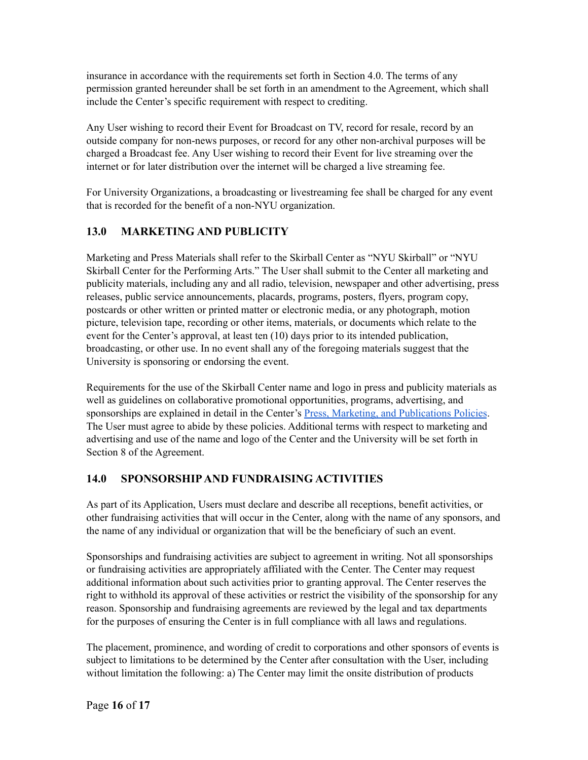insurance in accordance with the requirements set forth in Section 4.0. The terms of any permission granted hereunder shall be set forth in an amendment to the Agreement, which shall include the Center's specific requirement with respect to crediting.

Any User wishing to record their Event for Broadcast on TV, record for resale, record by an outside company for non-news purposes, or record for any other non-archival purposes will be charged a Broadcast fee. Any User wishing to record their Event for live streaming over the internet or for later distribution over the internet will be charged a live streaming fee.

For University Organizations, a broadcasting or livestreaming fee shall be charged for any event that is recorded for the benefit of a non-NYU organization.

## 13.0 MARKETING AND PUBLICITY

Marketing and Press Materials shall refer to the Skirball Center as "NYU Skirball" or "NYU Skirball Center for the Performing Arts." The User shall submit to the Center all marketing and publicity materials, including any and all radio, television, newspaper and other advertising, press releases, public service announcements, placards, programs, posters, flyers, program copy, postcards or other written or printed matter or electronic media, or any photograph, motion picture, television tape, recording or other items, materials, or documents which relate to the event for the Center's approval, at least ten (10) days prior to its intended publication, broadcasting, or other use. In no event shall any of the foregoing materials suggest that the University is sponsoring or endorsing the event.

Requirements for the use of the Skirball Center name and logo in press and publicity materials as well as guidelines on collaborative promotional opportunities, programs, advertising, and sponsorships are explained in detail in the Center's Press, Marketing, and Publications Policies. The User must agree to abide by these policies. Additional terms with respect to marketing and advertising and use of the name and logo of the Center and the University will be set forth in Section 8 of the Agreement.

## 14.0 SPONSORSHIP AND FUNDRAISING ACTIVITIES

As part of its Application, Users must declare and describe all receptions, benefit activities, or other fundraising activities that will occur in the Center, along with the name of any sponsors, and the name of any individual or organization that will be the beneficiary of such an event.

Sponsorships and fundraising activities are subject to agreement in writing. Not all sponsorships or fundraising activities are appropriately affiliated with the Center. The Center may request additional information about such activities prior to granting approval. The Center reserves the right to withhold its approval of these activities or restrict the visibility of the sponsorship for any reason. Sponsorship and fundraising agreements are reviewed by the legal and tax departments for the purposes of ensuring the Center is in full compliance with all laws and regulations.

The placement, prominence, and wording of credit to corporations and other sponsors of events is subject to limitations to be determined by the Center after consultation with the User, including without limitation the following: a) The Center may limit the onsite distribution of products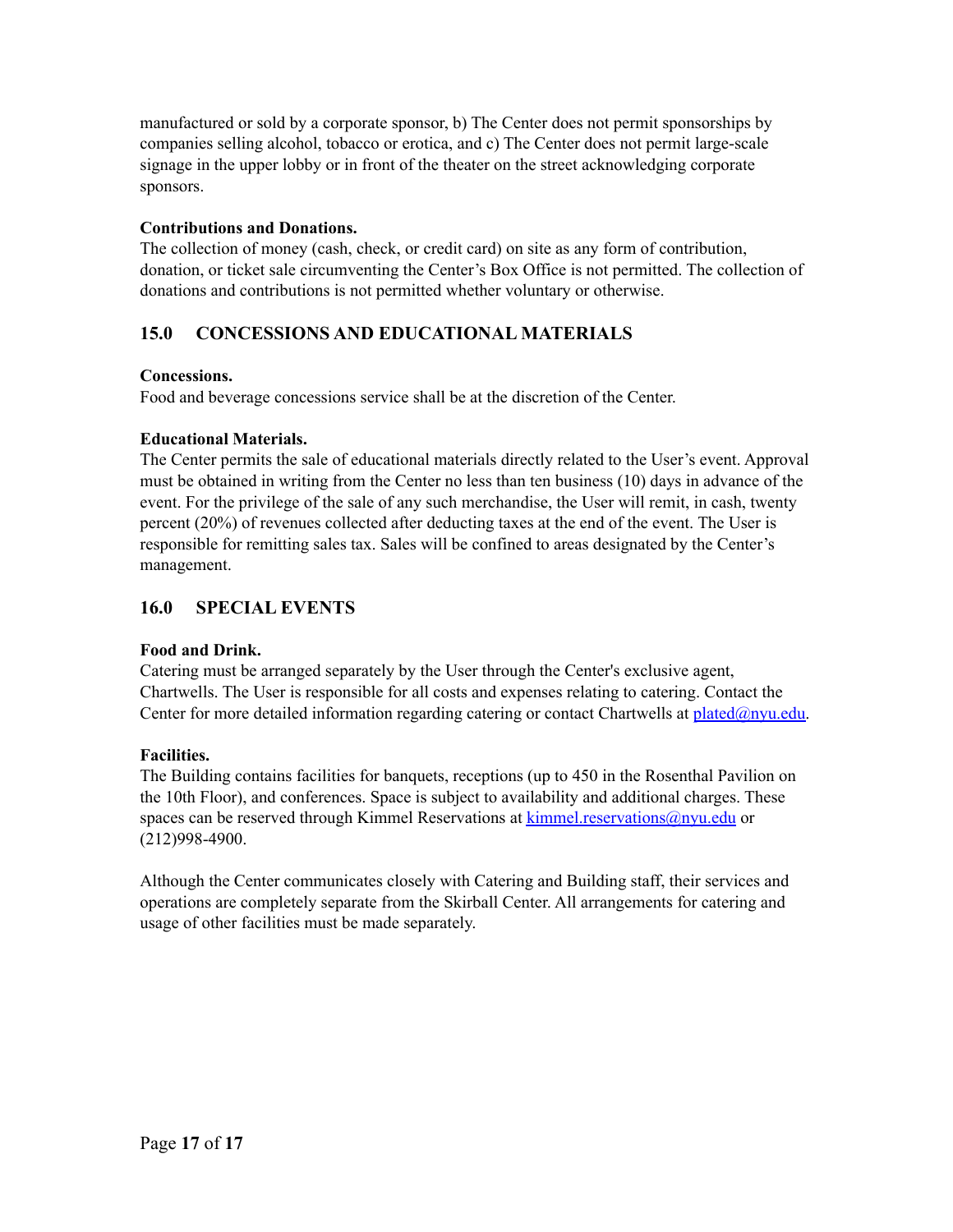manufactured or sold by a corporate sponsor, b) The Center does not permit sponsorships by companies selling alcohol, tobacco or erotica, and c) The Center does not permit large-scale signage in the upper lobby or in front of the theater on the street acknowledging corporate sponsors.

**Contributions and Donations.**
The collection of money (cash, check, or credit card) on site as any form of contribution, donation, or ticket sale circumventing the Center's Box Office is not permitted. The collection of donations and contributions is not permitted whether voluntary or otherwise.

## 15.0 CONCESSIONS AND EDUCATIONAL MATERIALS

**Concessions.**
Food and beverage concessions service shall be at the discretion of the Center.

**Educational Materials.**
The Center permits the sale of educational materials directly related to the User's event. Approval must be obtained in writing from the Center no less than ten business (10) days in advance of the event. For the privilege of the sale of any such merchandise, the User will remit, in cash, twenty percent (20%) of revenues collected after deducting taxes at the end of the event. The User is responsible for remitting sales tax. Sales will be confined to areas designated by the Center's management.

## 16.0 SPECIAL EVENTS

**Food and Drink.**
Catering must be arranged separately by the User through the Center's exclusive agent, Chartwells. The User is responsible for all costs and expenses relating to catering. Contact the Center for more detailed information regarding catering or contact Chartwells at plated@nyu.edu.

**Facilities.**
The Building contains facilities for banquets, receptions (up to 450 in the Rosenthal Pavilion on the 10th Floor), and conferences. Space is subject to availability and additional charges. These spaces can be reserved through Kimmel Reservations at kimmel.reservations@nyu.edu or (212)998-4900.

Although the Center communicates closely with Catering and Building staff, their services and operations are completely separate from the Skirball Center. All arrangements for catering and usage of other facilities must be made separately.